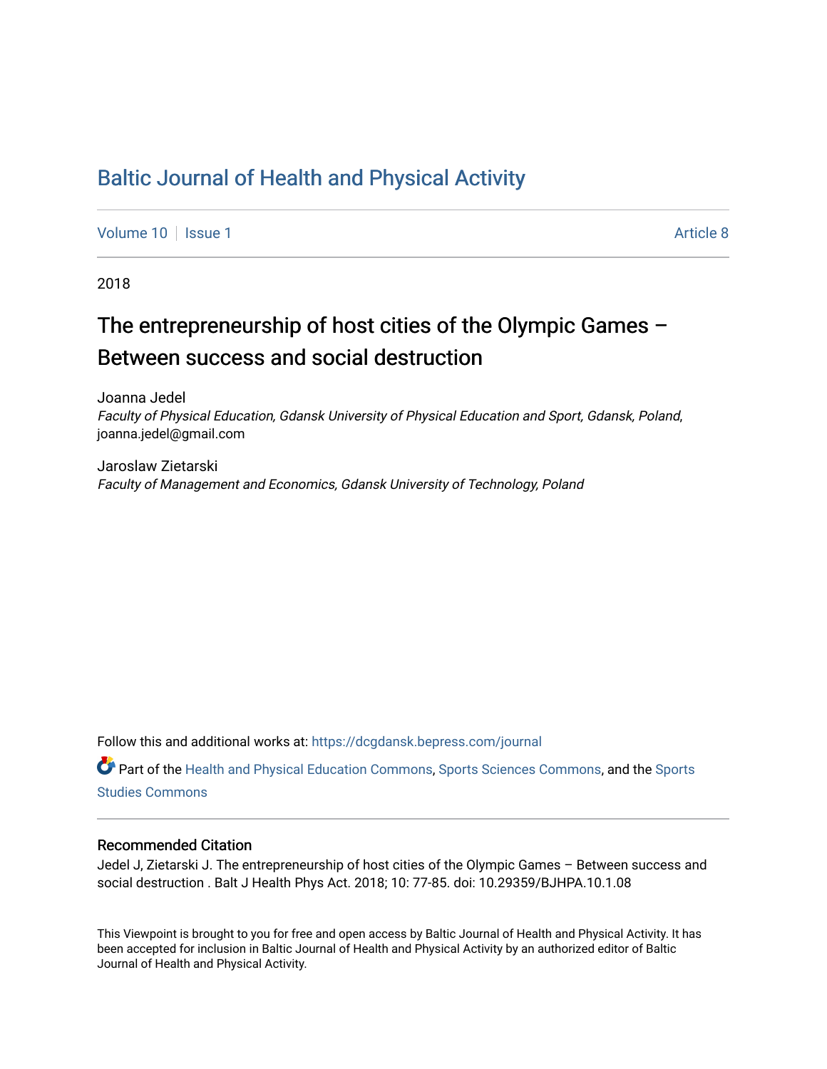# Baltic Journal of Health and Physical Activity

Volume 10 | Issue 1 Article 8

2018

## The entrepreneurship of host cities of the Olympic Games – Between success and social destruction

Joanna Jedel
*Faculty of Physical Education, Gdansk University of Physical Education and Sport, Gdansk, Poland*, joanna.jedel@gmail.com

Jaroslaw Zietarski
*Faculty of Management and Economics, Gdansk University of Technology, Poland*

Follow this and additional works at: https://dcgdansk.bepress.com/journal

Part of the Health and Physical Education Commons, Sports Sciences Commons, and the Sports Studies Commons

### Recommended Citation

Jedel J, Zietarski J. The entrepreneurship of host cities of the Olympic Games – Between success and social destruction . Balt J Health Phys Act. 2018; 10: 77-85. doi: 10.29359/BJHPA.10.1.08

This Viewpoint is brought to you for free and open access by Baltic Journal of Health and Physical Activity. It has been accepted for inclusion in Baltic Journal of Health and Physical Activity by an authorized editor of Baltic Journal of Health and Physical Activity.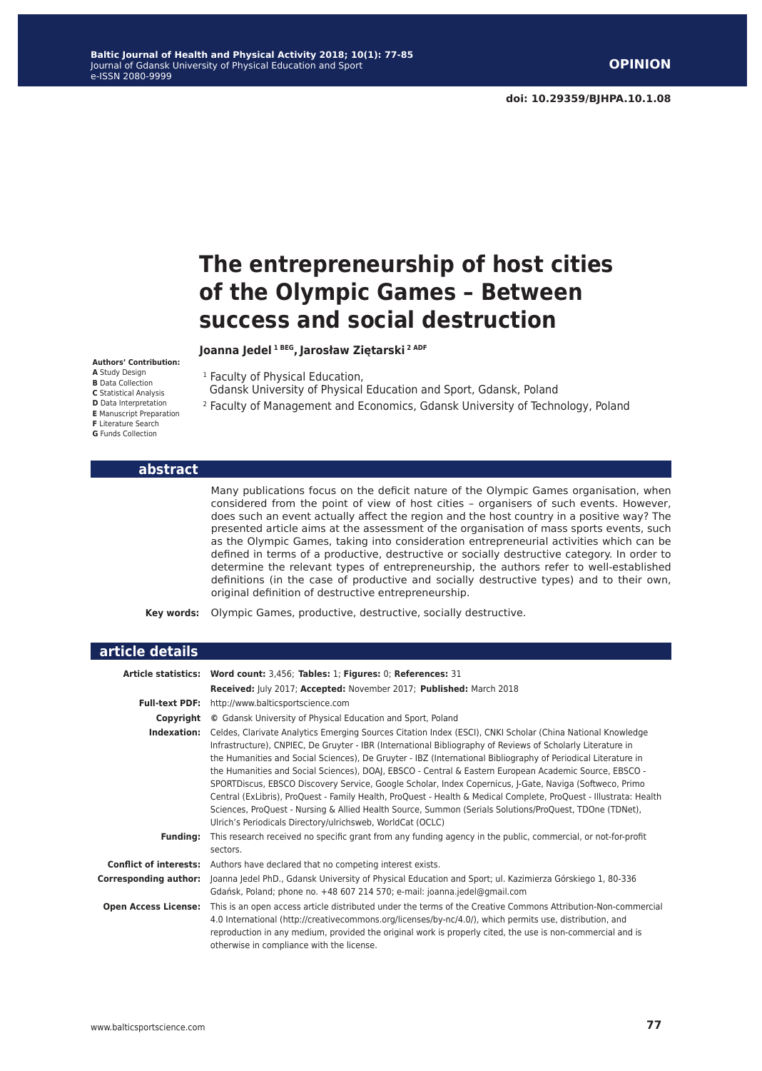# The entrepreneurship of host cities of the Olympic Games – Between success and social destruction

**Joanna Jedel** [1 BEG], **Jarosław Ziętarski** [2 ADF]

**Authors' Contribution:**
**A** Study Design
**B** Data Collection
**C** Statistical Analysis
**D** Data Interpretation
**E** Manuscript Preparation
**F** Literature Search
**G** Funds Collection

[1] Faculty of Physical Education, Gdansk University of Physical Education and Sport, Gdansk, Poland

[2] Faculty of Management and Economics, Gdansk University of Technology, Poland

## abstract

Many publications focus on the deficit nature of the Olympic Games organisation, when considered from the point of view of host cities – organisers of such events. However, does such an event actually affect the region and the host country in a positive way? The presented article aims at the assessment of the organisation of mass sports events, such as the Olympic Games, taking into consideration entrepreneurial activities which can be defined in terms of a productive, destructive or socially destructive category. In order to determine the relevant types of entrepreneurship, the authors refer to well-established definitions (in the case of productive and socially destructive types) and to their own, original definition of destructive entrepreneurship.

**Key words:** Olympic Games, productive, destructive, socially destructive.

## article details

| | |
|---|---|
| **Article statistics:** | **Word count:** 3,456; **Tables:** 1; **Figures:** 0; **References:** 31 |
| | **Received:** July 2017; **Accepted:** November 2017; **Published:** March 2018 |
| **Full-text PDF:** | http://www.balticsportscience.com |
| **Copyright** | © Gdansk University of Physical Education and Sport, Poland |
| **Indexation:** | Celdes, Clarivate Analytics Emerging Sources Citation Index (ESCI), CNKI Scholar (China National Knowledge Infrastructure), CNPIEC, De Gruyter - IBR (International Bibliography of Reviews of Scholarly Literature in the Humanities and Social Sciences), De Gruyter - IBZ (International Bibliography of Periodical Literature in the Humanities and Social Sciences), DOAJ, EBSCO - Central & Eastern European Academic Source, EBSCO - SPORTDiscus, EBSCO Discovery Service, Google Scholar, Index Copernicus, J-Gate, Naviga (Softweco, Primo Central (ExLibris), ProQuest - Family Health, ProQuest - Health & Medical Complete, ProQuest - Illustrata: Health Sciences, ProQuest - Nursing & Allied Health Source, Summon (Serials Solutions/ProQuest, TDOne (TDNet), Ulrich's Periodicals Directory/ulrichsweb, WorldCat (OCLC) |
| **Funding:** | This research received no specific grant from any funding agency in the public, commercial, or not-for-profit sectors. |
| **Conflict of interests:** | Authors have declared that no competing interest exists. |
| **Corresponding author:** | Joanna Jedel PhD., Gdansk University of Physical Education and Sport; ul. Kazimierza Górskiego 1, 80-336 Gdańsk, Poland; phone no. +48 607 214 570; e-mail: joanna.jedel@gmail.com |
| **Open Access License:** | This is an open access article distributed under the terms of the Creative Commons Attribution-Non-commercial 4.0 International (http://creativecommons.org/licenses/by-nc/4.0/), which permits use, distribution, and reproduction in any medium, provided the original work is properly cited, the use is non-commercial and is otherwise in compliance with the license. |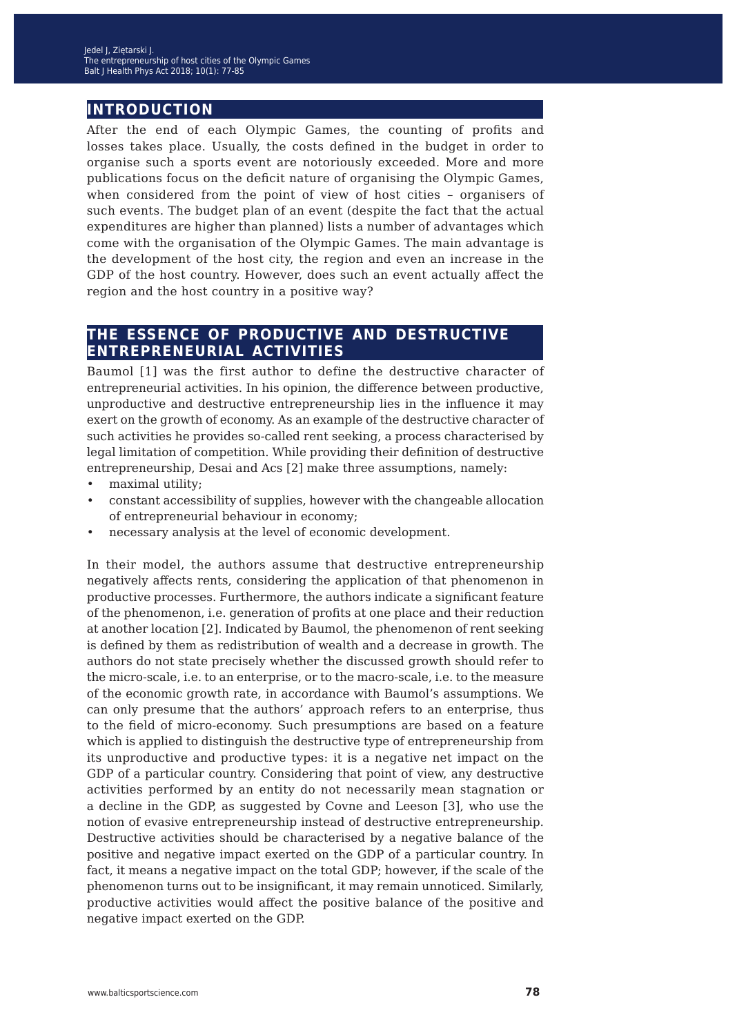## INTRODUCTION

After the end of each Olympic Games, the counting of profits and losses takes place. Usually, the costs defined in the budget in order to organise such a sports event are notoriously exceeded. More and more publications focus on the deficit nature of organising the Olympic Games, when considered from the point of view of host cities – organisers of such events. The budget plan of an event (despite the fact that the actual expenditures are higher than planned) lists a number of advantages which come with the organisation of the Olympic Games. The main advantage is the development of the host city, the region and even an increase in the GDP of the host country. However, does such an event actually affect the region and the host country in a positive way?

## THE ESSENCE OF PRODUCTIVE AND DESTRUCTIVE ENTREPRENEURIAL ACTIVITIES

Baumol [1] was the first author to define the destructive character of entrepreneurial activities. In his opinion, the difference between productive, unproductive and destructive entrepreneurship lies in the influence it may exert on the growth of economy. As an example of the destructive character of such activities he provides so-called rent seeking, a process characterised by legal limitation of competition. While providing their definition of destructive entrepreneurship, Desai and Acs [2] make three assumptions, namely:

- maximal utility;
- constant accessibility of supplies, however with the changeable allocation of entrepreneurial behaviour in economy;
- necessary analysis at the level of economic development.

In their model, the authors assume that destructive entrepreneurship negatively affects rents, considering the application of that phenomenon in productive processes. Furthermore, the authors indicate a significant feature of the phenomenon, i.e. generation of profits at one place and their reduction at another location [2]. Indicated by Baumol, the phenomenon of rent seeking is defined by them as redistribution of wealth and a decrease in growth. The authors do not state precisely whether the discussed growth should refer to the micro-scale, i.e. to an enterprise, or to the macro-scale, i.e. to the measure of the economic growth rate, in accordance with Baumol's assumptions. We can only presume that the authors' approach refers to an enterprise, thus to the field of micro-economy. Such presumptions are based on a feature which is applied to distinguish the destructive type of entrepreneurship from its unproductive and productive types: it is a negative net impact on the GDP of a particular country. Considering that point of view, any destructive activities performed by an entity do not necessarily mean stagnation or a decline in the GDP, as suggested by Covne and Leeson [3], who use the notion of evasive entrepreneurship instead of destructive entrepreneurship. Destructive activities should be characterised by a negative balance of the positive and negative impact exerted on the GDP of a particular country. In fact, it means a negative impact on the total GDP; however, if the scale of the phenomenon turns out to be insignificant, it may remain unnoticed. Similarly, productive activities would affect the positive balance of the positive and negative impact exerted on the GDP.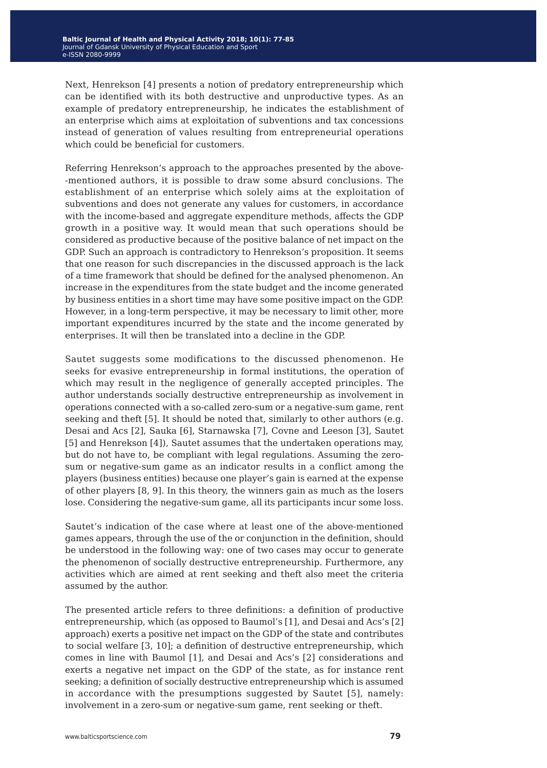Next, Henrekson [4] presents a notion of predatory entrepreneurship which can be identified with its both destructive and unproductive types. As an example of predatory entrepreneurship, he indicates the establishment of an enterprise which aims at exploitation of subventions and tax concessions instead of generation of values resulting from entrepreneurial operations which could be beneficial for customers.

Referring Henrekson's approach to the approaches presented by the above-mentioned authors, it is possible to draw some absurd conclusions. The establishment of an enterprise which solely aims at the exploitation of subventions and does not generate any values for customers, in accordance with the income-based and aggregate expenditure methods, affects the GDP growth in a positive way. It would mean that such operations should be considered as productive because of the positive balance of net impact on the GDP. Such an approach is contradictory to Henrekson's proposition. It seems that one reason for such discrepancies in the discussed approach is the lack of a time framework that should be defined for the analysed phenomenon. An increase in the expenditures from the state budget and the income generated by business entities in a short time may have some positive impact on the GDP. However, in a long-term perspective, it may be necessary to limit other, more important expenditures incurred by the state and the income generated by enterprises. It will then be translated into a decline in the GDP.

Sautet suggests some modifications to the discussed phenomenon. He seeks for evasive entrepreneurship in formal institutions, the operation of which may result in the negligence of generally accepted principles. The author understands socially destructive entrepreneurship as involvement in operations connected with a so-called zero-sum or a negative-sum game, rent seeking and theft [5]. It should be noted that, similarly to other authors (e.g. Desai and Acs [2], Sauka [6], Starnawska [7], Covne and Leeson [3], Sautet [5] and Henrekson [4]), Sautet assumes that the undertaken operations may, but do not have to, be compliant with legal regulations. Assuming the zero-sum or negative-sum game as an indicator results in a conflict among the players (business entities) because one player's gain is earned at the expense of other players [8, 9]. In this theory, the winners gain as much as the losers lose. Considering the negative-sum game, all its participants incur some loss.

Sautet's indication of the case where at least one of the above-mentioned games appears, through the use of the or conjunction in the definition, should be understood in the following way: one of two cases may occur to generate the phenomenon of socially destructive entrepreneurship. Furthermore, any activities which are aimed at rent seeking and theft also meet the criteria assumed by the author.

The presented article refers to three definitions: a definition of productive entrepreneurship, which (as opposed to Baumol's [1], and Desai and Acs's [2] approach) exerts a positive net impact on the GDP of the state and contributes to social welfare [3, 10]; a definition of destructive entrepreneurship, which comes in line with Baumol [1], and Desai and Acs's [2] considerations and exerts a negative net impact on the GDP of the state, as for instance rent seeking; a definition of socially destructive entrepreneurship which is assumed in accordance with the presumptions suggested by Sautet [5], namely: involvement in a zero-sum or negative-sum game, rent seeking or theft.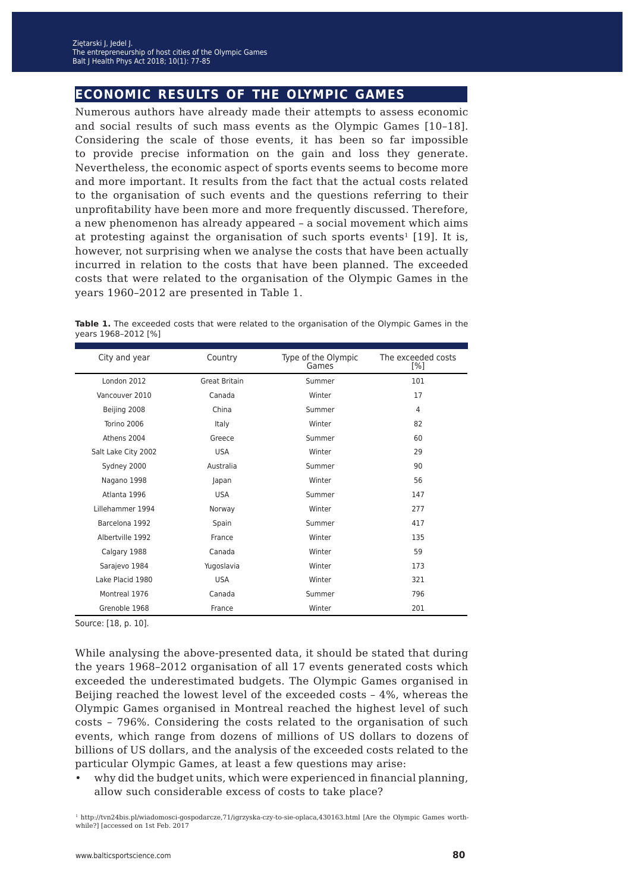## ECONOMIC RESULTS OF THE OLYMPIC GAMES

Numerous authors have already made their attempts to assess economic and social results of such mass events as the Olympic Games [10–18]. Considering the scale of those events, it has been so far impossible to provide precise information on the gain and loss they generate. Nevertheless, the economic aspect of sports events seems to become more and more important. It results from the fact that the actual costs related to the organisation of such events and the questions referring to their unprofitability have been more and more frequently discussed. Therefore, a new phenomenon has already appeared – a social movement which aims at protesting against the organisation of such sports events[1] [19]. It is, however, not surprising when we analyse the costs that have been actually incurred in relation to the costs that have been planned. The exceeded costs that were related to the organisation of the Olympic Games in the years 1960–2012 are presented in Table 1.

**Table 1.** The exceeded costs that were related to the organisation of the Olympic Games in the years 1968–2012 [%]

| City and year | Country | Type of the Olympic Games | The exceeded costs [%] |
|---|---|---|---|
| London 2012 | Great Britain | Summer | 101 |
| Vancouver 2010 | Canada | Winter | 17 |
| Beijing 2008 | China | Summer | 4 |
| Torino 2006 | Italy | Winter | 82 |
| Athens 2004 | Greece | Summer | 60 |
| Salt Lake City 2002 | USA | Winter | 29 |
| Sydney 2000 | Australia | Summer | 90 |
| Nagano 1998 | Japan | Winter | 56 |
| Atlanta 1996 | USA | Summer | 147 |
| Lillehammer 1994 | Norway | Winter | 277 |
| Barcelona 1992 | Spain | Summer | 417 |
| Albertville 1992 | France | Winter | 135 |
| Calgary 1988 | Canada | Winter | 59 |
| Sarajevo 1984 | Yugoslavia | Winter | 173 |
| Lake Placid 1980 | USA | Winter | 321 |
| Montreal 1976 | Canada | Summer | 796 |
| Grenoble 1968 | France | Winter | 201 |

Source: [18, p. 10].

While analysing the above-presented data, it should be stated that during the years 1968–2012 organisation of all 17 events generated costs which exceeded the underestimated budgets. The Olympic Games organised in Beijing reached the lowest level of the exceeded costs – 4%, whereas the Olympic Games organised in Montreal reached the highest level of such costs – 796%. Considering the costs related to the organisation of such events, which range from dozens of millions of US dollars to dozens of billions of US dollars, and the analysis of the exceeded costs related to the particular Olympic Games, at least a few questions may arise:

- why did the budget units, which were experienced in financial planning, allow such considerable excess of costs to take place?

[1] http://tvn24bis.pl/wiadomosci-gospodarcze,71/igrzyska-czy-to-sie-oplaca,430163.html [Are the Olympic Games worthwhile?] [accessed on 1st Feb. 2017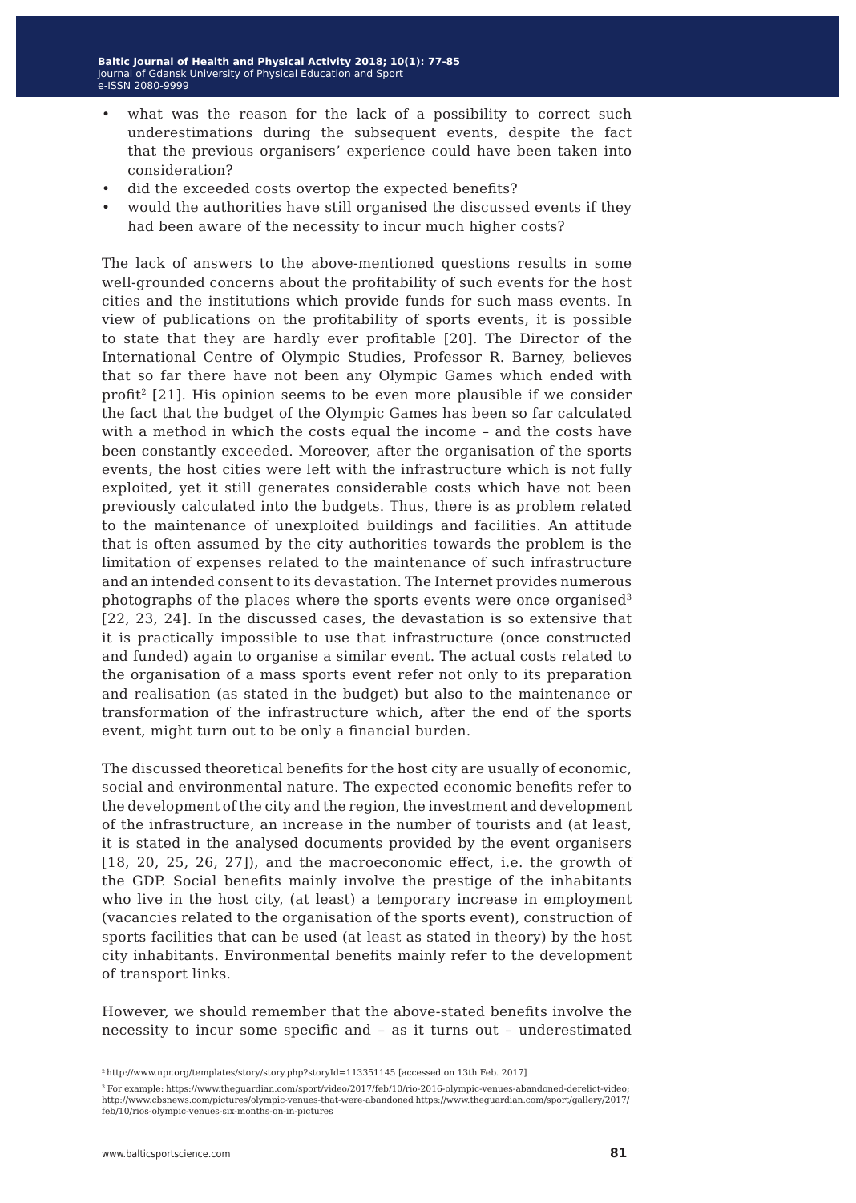- what was the reason for the lack of a possibility to correct such underestimations during the subsequent events, despite the fact that the previous organisers' experience could have been taken into consideration?
- did the exceeded costs overtop the expected benefits?
- would the authorities have still organised the discussed events if they had been aware of the necessity to incur much higher costs?

The lack of answers to the above-mentioned questions results in some well-grounded concerns about the profitability of such events for the host cities and the institutions which provide funds for such mass events. In view of publications on the profitability of sports events, it is possible to state that they are hardly ever profitable [20]. The Director of the International Centre of Olympic Studies, Professor R. Barney, believes that so far there have not been any Olympic Games which ended with profit[2] [21]. His opinion seems to be even more plausible if we consider the fact that the budget of the Olympic Games has been so far calculated with a method in which the costs equal the income – and the costs have been constantly exceeded. Moreover, after the organisation of the sports events, the host cities were left with the infrastructure which is not fully exploited, yet it still generates considerable costs which have not been previously calculated into the budgets. Thus, there is as problem related to the maintenance of unexploited buildings and facilities. An attitude that is often assumed by the city authorities towards the problem is the limitation of expenses related to the maintenance of such infrastructure and an intended consent to its devastation. The Internet provides numerous photographs of the places where the sports events were once organised[3] [22, 23, 24]. In the discussed cases, the devastation is so extensive that it is practically impossible to use that infrastructure (once constructed and funded) again to organise a similar event. The actual costs related to the organisation of a mass sports event refer not only to its preparation and realisation (as stated in the budget) but also to the maintenance or transformation of the infrastructure which, after the end of the sports event, might turn out to be only a financial burden.

The discussed theoretical benefits for the host city are usually of economic, social and environmental nature. The expected economic benefits refer to the development of the city and the region, the investment and development of the infrastructure, an increase in the number of tourists and (at least, it is stated in the analysed documents provided by the event organisers [18, 20, 25, 26, 27]), and the macroeconomic effect, i.e. the growth of the GDP. Social benefits mainly involve the prestige of the inhabitants who live in the host city, (at least) a temporary increase in employment (vacancies related to the organisation of the sports event), construction of sports facilities that can be used (at least as stated in theory) by the host city inhabitants. Environmental benefits mainly refer to the development of transport links.

However, we should remember that the above-stated benefits involve the necessity to incur some specific and – as it turns out – underestimated

[2] http://www.npr.org/templates/story/story.php?storyId=113351145 [accessed on 13th Feb. 2017]

[3] For example: https://www.theguardian.com/sport/video/2017/feb/10/rio-2016-olympic-venues-abandoned-derelict-video; http://www.cbsnews.com/pictures/olympic-venues-that-were-abandoned https://www.theguardian.com/sport/gallery/2017/feb/10/rios-olympic-venues-six-months-on-in-pictures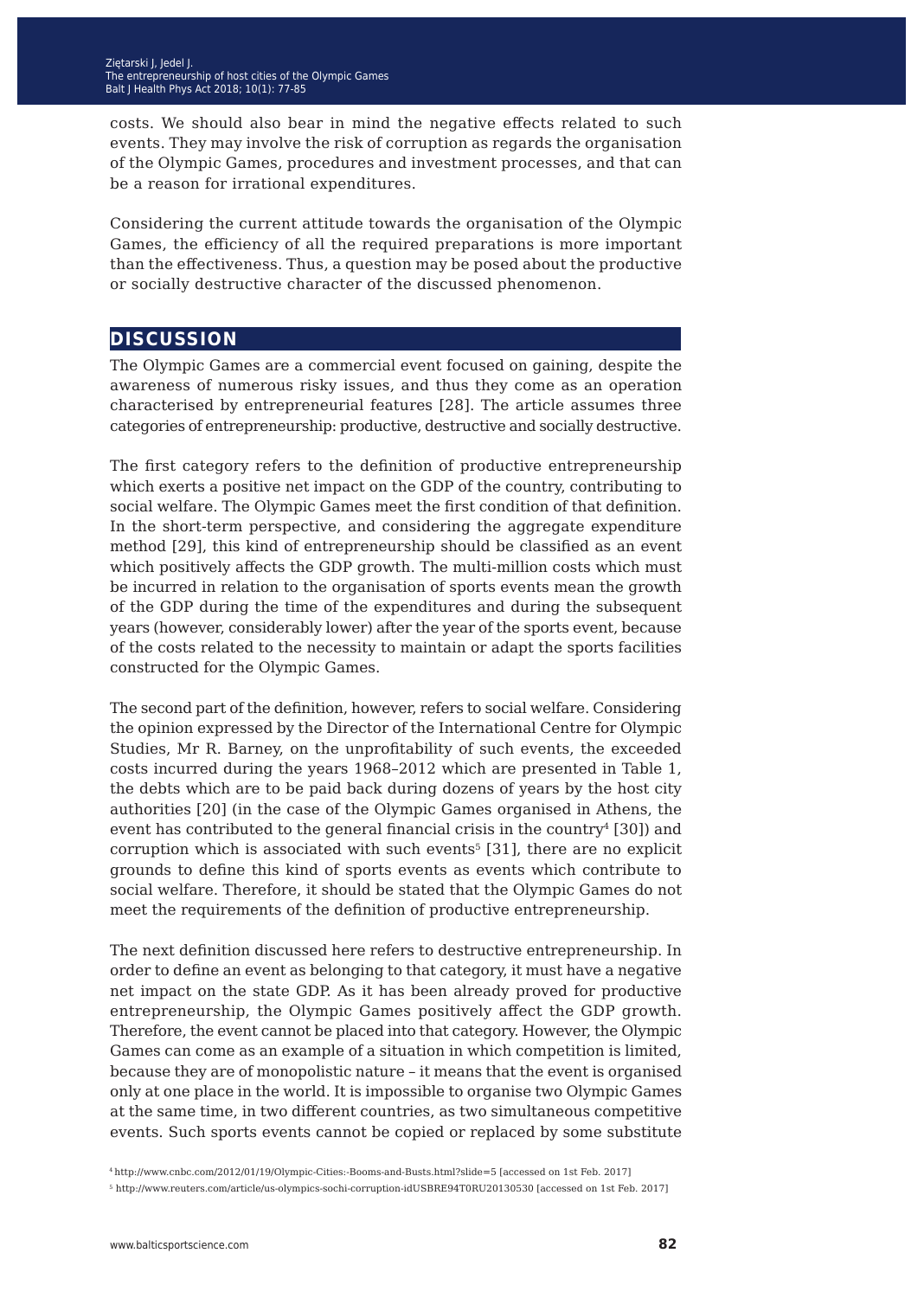costs. We should also bear in mind the negative effects related to such events. They may involve the risk of corruption as regards the organisation of the Olympic Games, procedures and investment processes, and that can be a reason for irrational expenditures.

Considering the current attitude towards the organisation of the Olympic Games, the efficiency of all the required preparations is more important than the effectiveness. Thus, a question may be posed about the productive or socially destructive character of the discussed phenomenon.

## DISCUSSION

The Olympic Games are a commercial event focused on gaining, despite the awareness of numerous risky issues, and thus they come as an operation characterised by entrepreneurial features [28]. The article assumes three categories of entrepreneurship: productive, destructive and socially destructive.

The first category refers to the definition of productive entrepreneurship which exerts a positive net impact on the GDP of the country, contributing to social welfare. The Olympic Games meet the first condition of that definition. In the short-term perspective, and considering the aggregate expenditure method [29], this kind of entrepreneurship should be classified as an event which positively affects the GDP growth. The multi-million costs which must be incurred in relation to the organisation of sports events mean the growth of the GDP during the time of the expenditures and during the subsequent years (however, considerably lower) after the year of the sports event, because of the costs related to the necessity to maintain or adapt the sports facilities constructed for the Olympic Games.

The second part of the definition, however, refers to social welfare. Considering the opinion expressed by the Director of the International Centre for Olympic Studies, Mr R. Barney, on the unprofitability of such events, the exceeded costs incurred during the years 1968–2012 which are presented in Table 1, the debts which are to be paid back during dozens of years by the host city authorities [20] (in the case of the Olympic Games organised in Athens, the event has contributed to the general financial crisis in the country[4] [30]) and corruption which is associated with such events[5] [31], there are no explicit grounds to define this kind of sports events as events which contribute to social welfare. Therefore, it should be stated that the Olympic Games do not meet the requirements of the definition of productive entrepreneurship.

The next definition discussed here refers to destructive entrepreneurship. In order to define an event as belonging to that category, it must have a negative net impact on the state GDP. As it has been already proved for productive entrepreneurship, the Olympic Games positively affect the GDP growth. Therefore, the event cannot be placed into that category. However, the Olympic Games can come as an example of a situation in which competition is limited, because they are of monopolistic nature – it means that the event is organised only at one place in the world. It is impossible to organise two Olympic Games at the same time, in two different countries, as two simultaneous competitive events. Such sports events cannot be copied or replaced by some substitute

[4] http://www.cnbc.com/2012/01/19/Olympic-Cities:-Booms-and-Busts.html?slide=5 [accessed on 1st Feb. 2017]

[5] http://www.reuters.com/article/us-olympics-sochi-corruption-idUSBRE94T0RU20130530 [accessed on 1st Feb. 2017]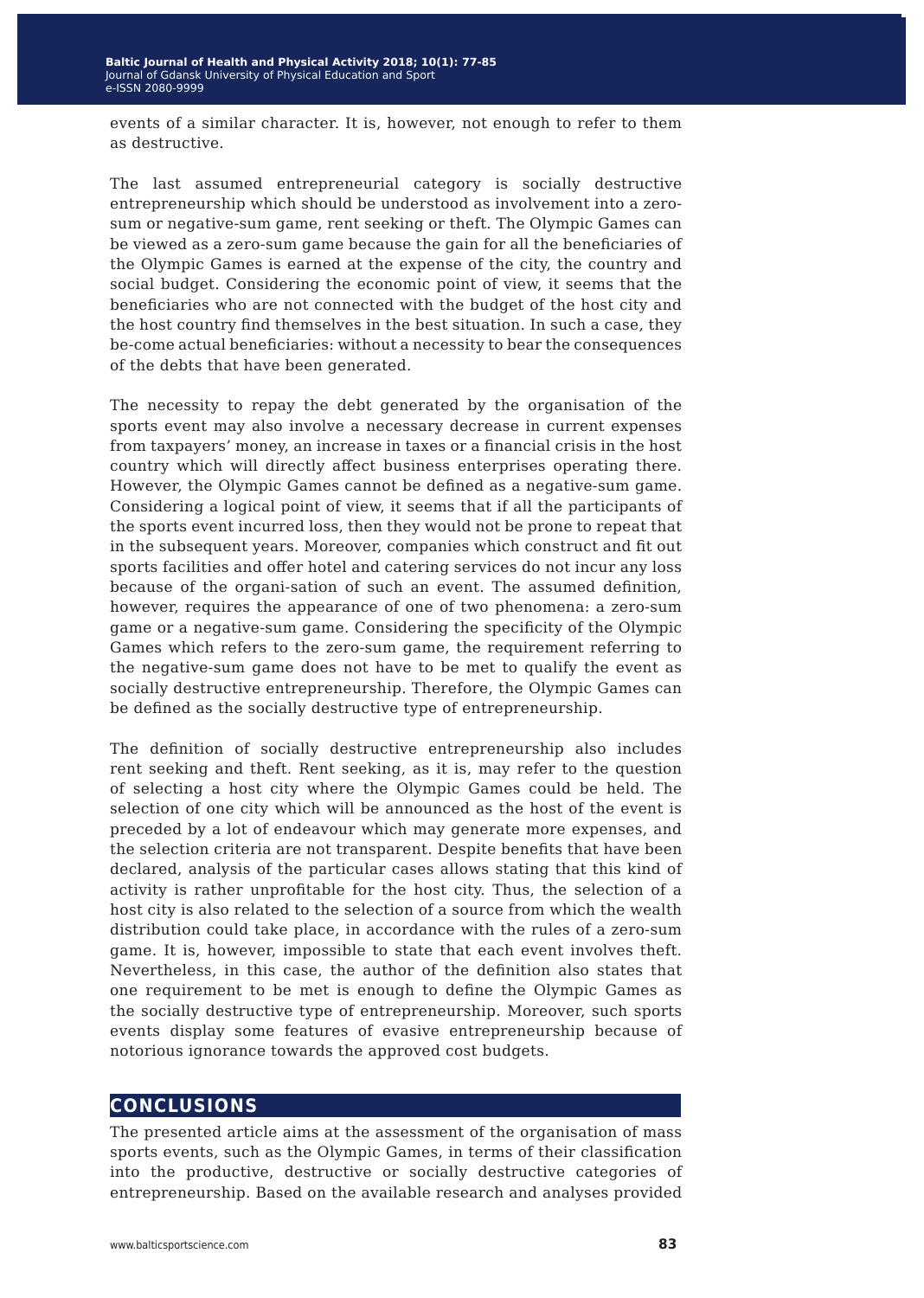events of a similar character. It is, however, not enough to refer to them as destructive.

The last assumed entrepreneurial category is socially destructive entrepreneurship which should be understood as involvement into a zero-sum or negative-sum game, rent seeking or theft. The Olympic Games can be viewed as a zero-sum game because the gain for all the beneficiaries of the Olympic Games is earned at the expense of the city, the country and social budget. Considering the economic point of view, it seems that the beneficiaries who are not connected with the budget of the host city and the host country find themselves in the best situation. In such a case, they be-come actual beneficiaries: without a necessity to bear the consequences of the debts that have been generated.

The necessity to repay the debt generated by the organisation of the sports event may also involve a necessary decrease in current expenses from taxpayers' money, an increase in taxes or a financial crisis in the host country which will directly affect business enterprises operating there. However, the Olympic Games cannot be defined as a negative-sum game. Considering a logical point of view, it seems that if all the participants of the sports event incurred loss, then they would not be prone to repeat that in the subsequent years. Moreover, companies which construct and fit out sports facilities and offer hotel and catering services do not incur any loss because of the organi-sation of such an event. The assumed definition, however, requires the appearance of one of two phenomena: a zero-sum game or a negative-sum game. Considering the specificity of the Olympic Games which refers to the zero-sum game, the requirement referring to the negative-sum game does not have to be met to qualify the event as socially destructive entrepreneurship. Therefore, the Olympic Games can be defined as the socially destructive type of entrepreneurship.

The definition of socially destructive entrepreneurship also includes rent seeking and theft. Rent seeking, as it is, may refer to the question of selecting a host city where the Olympic Games could be held. The selection of one city which will be announced as the host of the event is preceded by a lot of endeavour which may generate more expenses, and the selection criteria are not transparent. Despite benefits that have been declared, analysis of the particular cases allows stating that this kind of activity is rather unprofitable for the host city. Thus, the selection of a host city is also related to the selection of a source from which the wealth distribution could take place, in accordance with the rules of a zero-sum game. It is, however, impossible to state that each event involves theft. Nevertheless, in this case, the author of the definition also states that one requirement to be met is enough to define the Olympic Games as the socially destructive type of entrepreneurship. Moreover, such sports events display some features of evasive entrepreneurship because of notorious ignorance towards the approved cost budgets.

## CONCLUSIONS

The presented article aims at the assessment of the organisation of mass sports events, such as the Olympic Games, in terms of their classification into the productive, destructive or socially destructive categories of entrepreneurship. Based on the available research and analyses provided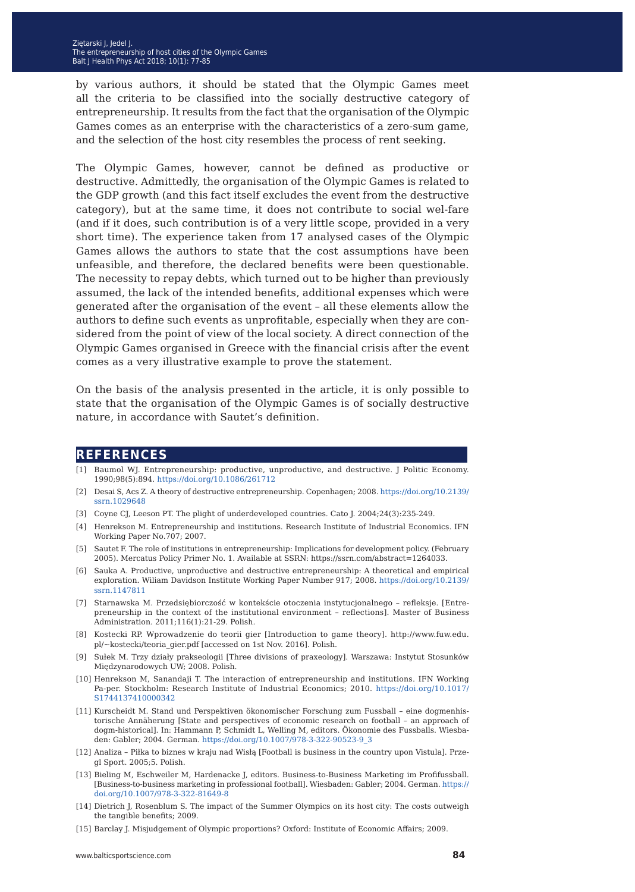by various authors, it should be stated that the Olympic Games meet all the criteria to be classified into the socially destructive category of entrepreneurship. It results from the fact that the organisation of the Olympic Games comes as an enterprise with the characteristics of a zero-sum game, and the selection of the host city resembles the process of rent seeking.

The Olympic Games, however, cannot be defined as productive or destructive. Admittedly, the organisation of the Olympic Games is related to the GDP growth (and this fact itself excludes the event from the destructive category), but at the same time, it does not contribute to social wel-fare (and if it does, such contribution is of a very little scope, provided in a very short time). The experience taken from 17 analysed cases of the Olympic Games allows the authors to state that the cost assumptions have been unfeasible, and therefore, the declared benefits were been questionable. The necessity to repay debts, which turned out to be higher than previously assumed, the lack of the intended benefits, additional expenses which were generated after the organisation of the event – all these elements allow the authors to define such events as unprofitable, especially when they are considered from the point of view of the local society. A direct connection of the Olympic Games organised in Greece with the financial crisis after the event comes as a very illustrative example to prove the statement.

On the basis of the analysis presented in the article, it is only possible to state that the organisation of the Olympic Games is of socially destructive nature, in accordance with Sautet's definition.

## REFERENCES

[1] Baumol WJ. Entrepreneurship: productive, unproductive, and destructive. J Politic Economy. 1990;98(5):894. https://doi.org/10.1086/261712

[2] Desai S, Acs Z. A theory of destructive entrepreneurship. Copenhagen; 2008. https://doi.org/10.2139/ssrn.1029648

[3] Coyne CJ, Leeson PT. The plight of underdeveloped countries. Cato J. 2004;24(3):235-249.

[4] Henrekson M. Entrepreneurship and institutions. Research Institute of Industrial Economics. IFN Working Paper No.707; 2007.

[5] Sautet F. The role of institutions in entrepreneurship: Implications for development policy. (February 2005). Mercatus Policy Primer No. 1. Available at SSRN: https://ssrn.com/abstract=1264033.

[6] Sauka A. Productive, unproductive and destructive entrepreneurship: A theoretical and empirical exploration. Wiliam Davidson Institute Working Paper Number 917; 2008. https://doi.org/10.2139/ssrn.1147811

[7] Starnawska M. Przedsiębiorczość w kontekście otoczenia instytucjonalnego – refleksje. [Entrepreneurship in the context of the institutional environment – reflections]. Master of Business Administration. 2011;116(1):21-29. Polish.

[8] Kostecki RP. Wprowadzenie do teorii gier [Introduction to game theory]. http://www.fuw.edu.pl/~kostecki/teoria_gier.pdf [accessed on 1st Nov. 2016]. Polish.

[9] Sułek M. Trzy działy prakseologii [Three divisions of praxeology]. Warszawa: Instytut Stosunków Międzynarodowych UW; 2008. Polish.

[10] Henrekson M, Sanandaji T. The interaction of entrepreneurship and institutions. IFN Working Pa-per. Stockholm: Research Institute of Industrial Economics; 2010. https://doi.org/10.1017/S1744137410000342

[11] Kurscheidt M. Stand und Perspektiven ökonomischer Forschung zum Fussball – eine dogmenhistorische Annäherung [State and perspectives of economic research on football – an approach of dogm-historical]. In: Hammann P, Schmidt L, Welling M, editors. Ökonomie des Fussballs. Wiesbaden: Gabler; 2004. German. https://doi.org/10.1007/978-3-322-90523-9_3

[12] Analiza – Piłka to biznes w kraju nad Wisłą [Football is business in the country upon Vistula]. Przegl Sport. 2005;5. Polish.

[13] Bieling M, Eschweiler M, Hardenacke J, editors. Business-to-Business Marketing im Profifussball. [Business-to-business marketing in professional football]. Wiesbaden: Gabler; 2004. German. https://doi.org/10.1007/978-3-322-81649-8

[14] Dietrich J, Rosenblum S. The impact of the Summer Olympics on its host city: The costs outweigh the tangible benefits; 2009.

[15] Barclay J. Misjudgement of Olympic proportions? Oxford: Institute of Economic Affairs; 2009.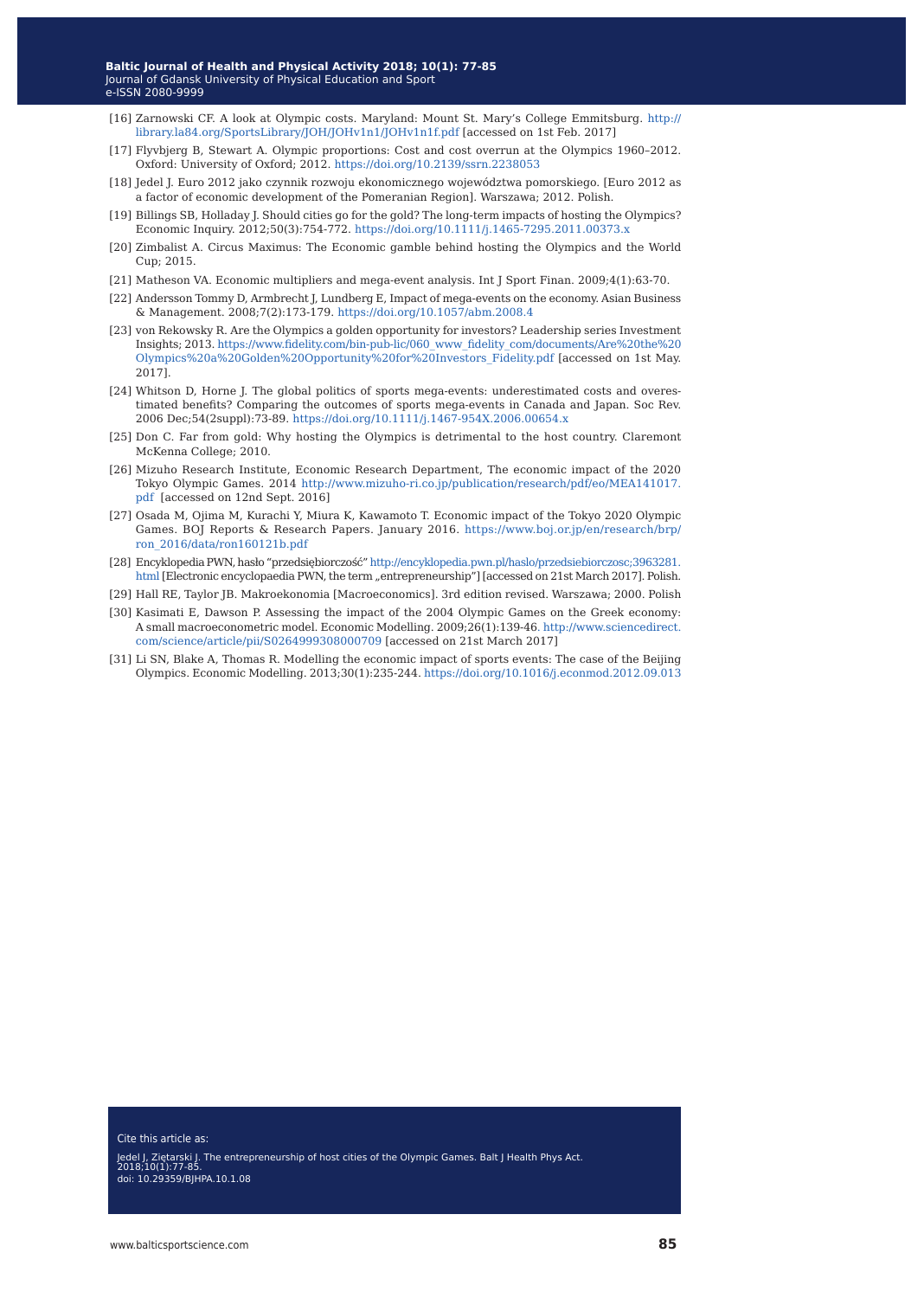[16] Zarnowski CF. A look at Olympic costs. Maryland: Mount St. Mary's College Emmitsburg. http://library.la84.org/SportsLibrary/JOH/JOHv1n1/JOHv1n1f.pdf [accessed on 1st Feb. 2017]

[17] Flyvbjerg B, Stewart A. Olympic proportions: Cost and cost overrun at the Olympics 1960–2012. Oxford: University of Oxford; 2012. https://doi.org/10.2139/ssrn.2238053

[18] Jedel J. Euro 2012 jako czynnik rozwoju ekonomicznego województwa pomorskiego. [Euro 2012 as a factor of economic development of the Pomeranian Region]. Warszawa; 2012. Polish.

[19] Billings SB, Holladay J. Should cities go for the gold? The long-term impacts of hosting the Olympics? Economic Inquiry. 2012;50(3):754-772. https://doi.org/10.1111/j.1465-7295.2011.00373.x

[20] Zimbalist A. Circus Maximus: The Economic gamble behind hosting the Olympics and the World Cup; 2015.

[21] Matheson VA. Economic multipliers and mega-event analysis. Int J Sport Finan. 2009;4(1):63-70.

[22] Andersson Tommy D, Armbrecht J, Lundberg E, Impact of mega-events on the economy. Asian Business & Management. 2008;7(2):173-179. https://doi.org/10.1057/abm.2008.4

[23] von Rekowsky R. Are the Olympics a golden opportunity for investors? Leadership series Investment Insights; 2013. https://www.fidelity.com/bin-pub-lic/060_www_fidelity_com/documents/Are%20the%20Olympics%20a%20Golden%20Opportunity%20for%20Investors_Fidelity.pdf [accessed on 1st May. 2017].

[24] Whitson D, Horne J. The global politics of sports mega-events: underestimated costs and overestimated benefits? Comparing the outcomes of sports mega-events in Canada and Japan. Soc Rev. 2006 Dec;54(2suppl):73-89. https://doi.org/10.1111/j.1467-954X.2006.00654.x

[25] Don C. Far from gold: Why hosting the Olympics is detrimental to the host country. Claremont McKenna College; 2010.

[26] Mizuho Research Institute, Economic Research Department, The economic impact of the 2020 Tokyo Olympic Games. 2014 http://www.mizuho-ri.co.jp/publication/research/pdf/eo/MEA141017.pdf [accessed on 12nd Sept. 2016]

[27] Osada M, Ojima M, Kurachi Y, Miura K, Kawamoto T. Economic impact of the Tokyo 2020 Olympic Games. BOJ Reports & Research Papers. January 2016. https://www.boj.or.jp/en/research/brp/ron_2016/data/ron160121b.pdf

[28] Encyklopedia PWN, hasło "przedsiębiorczość" http://encyklopedia.pwn.pl/haslo/przedsiebiorczosc;3963281.html [Electronic encyclopaedia PWN, the term „entrepreneurship"] [accessed on 21st March 2017]. Polish.

[29] Hall RE, Taylor JB. Makroekonomia [Macroeconomics]. 3rd edition revised. Warszawa; 2000. Polish

[30] Kasimati E, Dawson P. Assessing the impact of the 2004 Olympic Games on the Greek economy: A small macroeconometric model. Economic Modelling. 2009;26(1):139-46. http://www.sciencedirect.com/science/article/pii/S0264999308000709 [accessed on 21st March 2017]

[31] Li SN, Blake A, Thomas R. Modelling the economic impact of sports events: The case of the Beijing Olympics. Economic Modelling. 2013;30(1):235-244. https://doi.org/10.1016/j.econmod.2012.09.013

Cite this article as:

Jedel J, Ziętarski J. The entrepreneurship of host cities of the Olympic Games. Balt J Health Phys Act. 2018;10(1):77-85.
doi: 10.29359/BJHPA.10.1.08